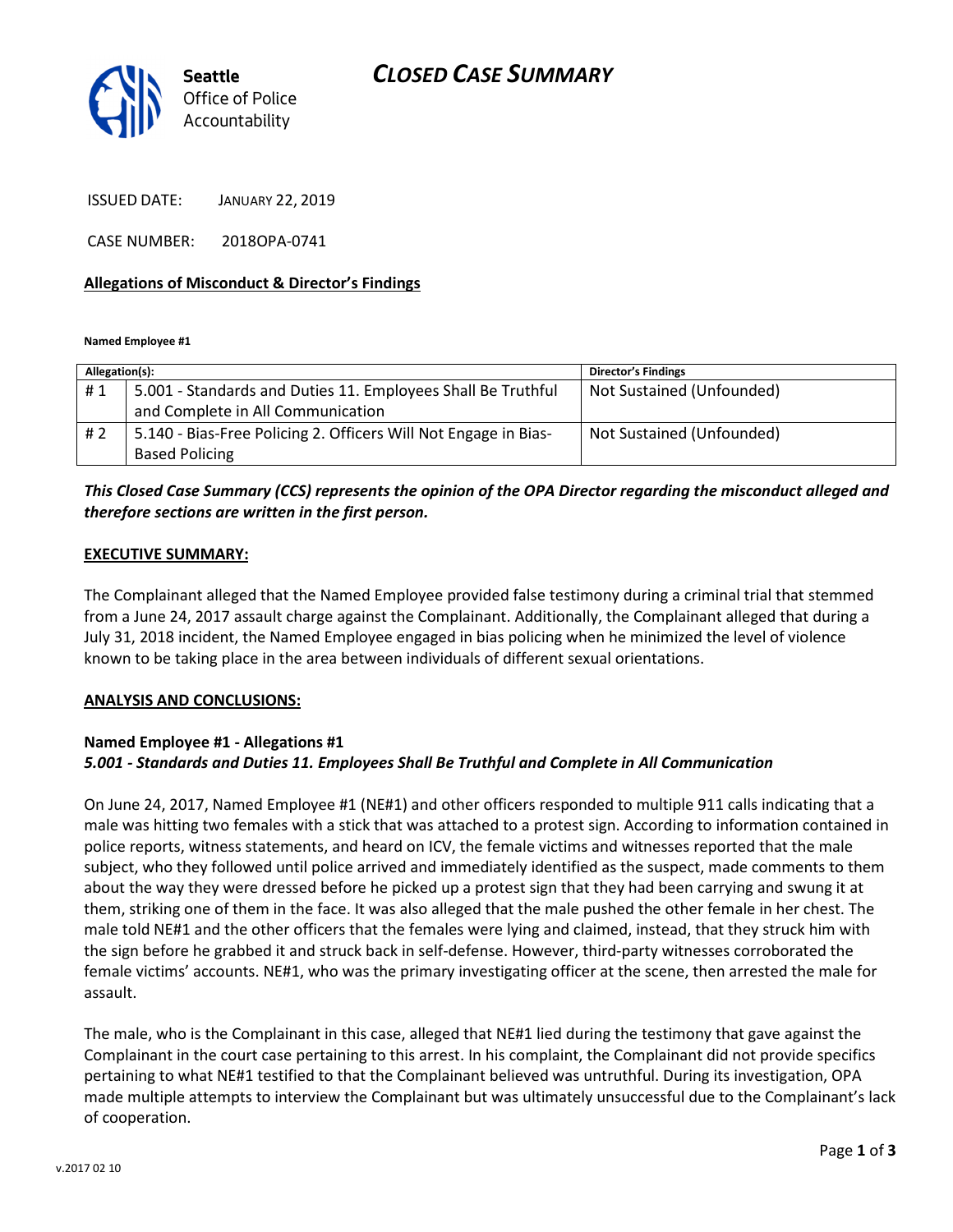Seattle Office of Police Accountability

# CLOSED CASE SUMMARY

ISSUED DATE: JANUARY 22, 2019

CASE NUMBER: 2018OPA-0741

**Allegations of Misconduct & Director's Findings**

**Named Employee #1**

| Allegation(s): | | Director's Findings |
|---|---|---|
| # 1 | 5.001 - Standards and Duties 11. Employees Shall Be Truthful and Complete in All Communication | Not Sustained (Unfounded) |
| # 2 | 5.140 - Bias-Free Policing 2. Officers Will Not Engage in Bias-Based Policing | Not Sustained (Unfounded) |

***This Closed Case Summary (CCS) represents the opinion of the OPA Director regarding the misconduct alleged and therefore sections are written in the first person.***

**EXECUTIVE SUMMARY:**

The Complainant alleged that the Named Employee provided false testimony during a criminal trial that stemmed from a June 24, 2017 assault charge against the Complainant. Additionally, the Complainant alleged that during a July 31, 2018 incident, the Named Employee engaged in bias policing when he minimized the level of violence known to be taking place in the area between individuals of different sexual orientations.

**ANALYSIS AND CONCLUSIONS:**

**Named Employee #1 - Allegations #1**
***5.001 - Standards and Duties 11. Employees Shall Be Truthful and Complete in All Communication***

On June 24, 2017, Named Employee #1 (NE#1) and other officers responded to multiple 911 calls indicating that a male was hitting two females with a stick that was attached to a protest sign. According to information contained in police reports, witness statements, and heard on ICV, the female victims and witnesses reported that the male subject, who they followed until police arrived and immediately identified as the suspect, made comments to them about the way they were dressed before he picked up a protest sign that they had been carrying and swung it at them, striking one of them in the face. It was also alleged that the male pushed the other female in her chest. The male told NE#1 and the other officers that the females were lying and claimed, instead, that they struck him with the sign before he grabbed it and struck back in self-defense. However, third-party witnesses corroborated the female victims' accounts. NE#1, who was the primary investigating officer at the scene, then arrested the male for assault.

The male, who is the Complainant in this case, alleged that NE#1 lied during the testimony that gave against the Complainant in the court case pertaining to this arrest. In his complaint, the Complainant did not provide specifics pertaining to what NE#1 testified to that the Complainant believed was untruthful. During its investigation, OPA made multiple attempts to interview the Complainant but was ultimately unsuccessful due to the Complainant's lack of cooperation.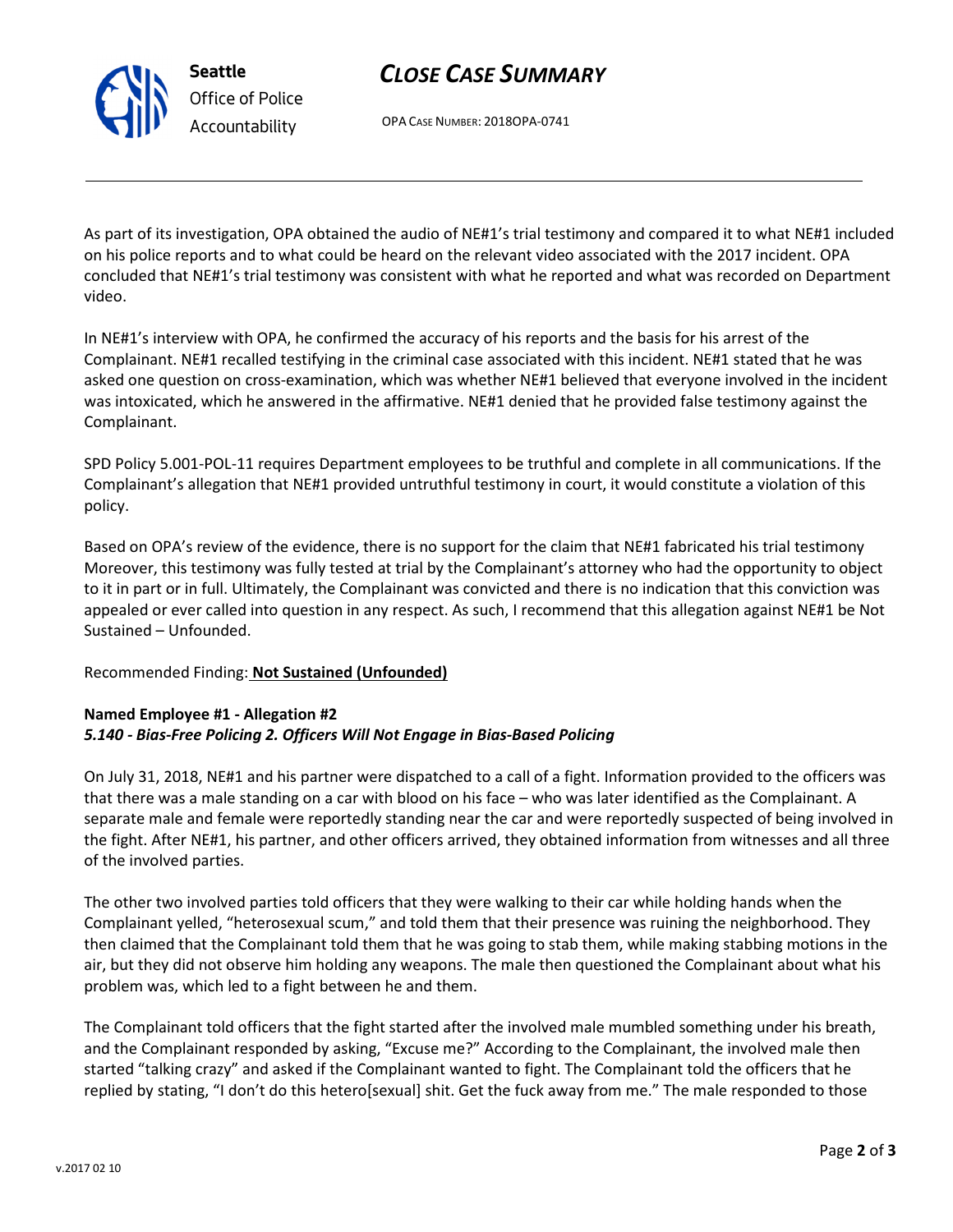As part of its investigation, OPA obtained the audio of NE#1's trial testimony and compared it to what NE#1 included on his police reports and to what could be heard on the relevant video associated with the 2017 incident. OPA concluded that NE#1's trial testimony was consistent with what he reported and what was recorded on Department video.

In NE#1's interview with OPA, he confirmed the accuracy of his reports and the basis for his arrest of the Complainant. NE#1 recalled testifying in the criminal case associated with this incident. NE#1 stated that he was asked one question on cross-examination, which was whether NE#1 believed that everyone involved in the incident was intoxicated, which he answered in the affirmative. NE#1 denied that he provided false testimony against the Complainant.

SPD Policy 5.001-POL-11 requires Department employees to be truthful and complete in all communications. If the Complainant's allegation that NE#1 provided untruthful testimony in court, it would constitute a violation of this policy.

Based on OPA's review of the evidence, there is no support for the claim that NE#1 fabricated his trial testimony Moreover, this testimony was fully tested at trial by the Complainant's attorney who had the opportunity to object to it in part or in full. Ultimately, the Complainant was convicted and there is no indication that this conviction was appealed or ever called into question in any respect. As such, I recommend that this allegation against NE#1 be Not Sustained – Unfounded.

Recommended Finding: **Not Sustained (Unfounded)**

**Named Employee #1 - Allegation #2**
***5.140 - Bias-Free Policing 2. Officers Will Not Engage in Bias-Based Policing***

On July 31, 2018, NE#1 and his partner were dispatched to a call of a fight. Information provided to the officers was that there was a male standing on a car with blood on his face – who was later identified as the Complainant. A separate male and female were reportedly standing near the car and were reportedly suspected of being involved in the fight. After NE#1, his partner, and other officers arrived, they obtained information from witnesses and all three of the involved parties.

The other two involved parties told officers that they were walking to their car while holding hands when the Complainant yelled, "heterosexual scum," and told them that their presence was ruining the neighborhood. They then claimed that the Complainant told them that he was going to stab them, while making stabbing motions in the air, but they did not observe him holding any weapons. The male then questioned the Complainant about what his problem was, which led to a fight between he and them.

The Complainant told officers that the fight started after the involved male mumbled something under his breath, and the Complainant responded by asking, "Excuse me?" According to the Complainant, the involved male then started "talking crazy" and asked if the Complainant wanted to fight. The Complainant told the officers that he replied by stating, "I don't do this hetero[sexual] shit. Get the fuck away from me." The male responded to those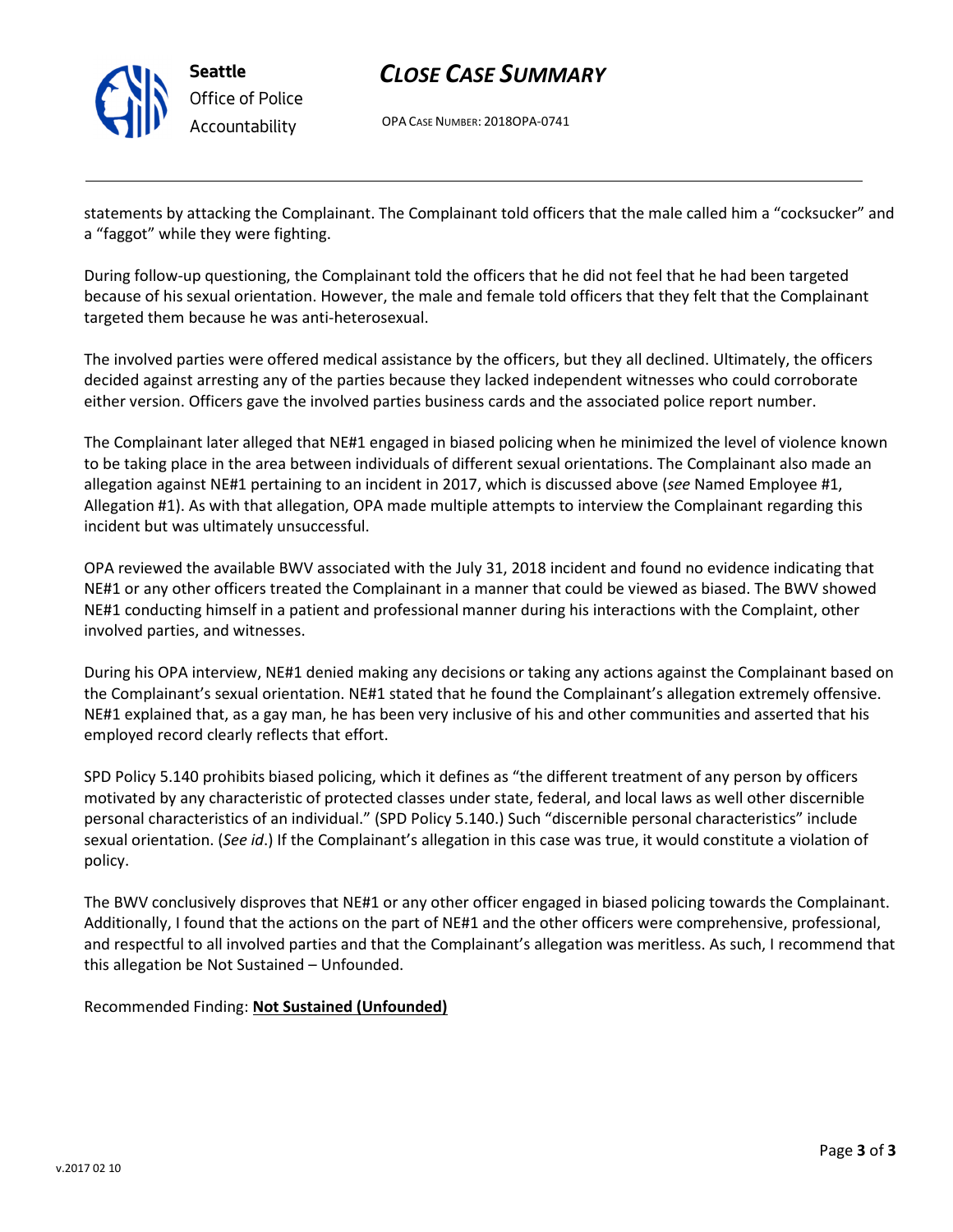statements by attacking the Complainant. The Complainant told officers that the male called him a "cocksucker" and a "faggot" while they were fighting.

During follow-up questioning, the Complainant told the officers that he did not feel that he had been targeted because of his sexual orientation. However, the male and female told officers that they felt that the Complainant targeted them because he was anti-heterosexual.

The involved parties were offered medical assistance by the officers, but they all declined. Ultimately, the officers decided against arresting any of the parties because they lacked independent witnesses who could corroborate either version. Officers gave the involved parties business cards and the associated police report number.

The Complainant later alleged that NE#1 engaged in biased policing when he minimized the level of violence known to be taking place in the area between individuals of different sexual orientations. The Complainant also made an allegation against NE#1 pertaining to an incident in 2017, which is discussed above (*see* Named Employee #1, Allegation #1). As with that allegation, OPA made multiple attempts to interview the Complainant regarding this incident but was ultimately unsuccessful.

OPA reviewed the available BWV associated with the July 31, 2018 incident and found no evidence indicating that NE#1 or any other officers treated the Complainant in a manner that could be viewed as biased. The BWV showed NE#1 conducting himself in a patient and professional manner during his interactions with the Complaint, other involved parties, and witnesses.

During his OPA interview, NE#1 denied making any decisions or taking any actions against the Complainant based on the Complainant's sexual orientation. NE#1 stated that he found the Complainant's allegation extremely offensive. NE#1 explained that, as a gay man, he has been very inclusive of his and other communities and asserted that his employed record clearly reflects that effort.

SPD Policy 5.140 prohibits biased policing, which it defines as "the different treatment of any person by officers motivated by any characteristic of protected classes under state, federal, and local laws as well other discernible personal characteristics of an individual." (SPD Policy 5.140.) Such "discernible personal characteristics" include sexual orientation. (*See id*.) If the Complainant's allegation in this case was true, it would constitute a violation of policy.

The BWV conclusively disproves that NE#1 or any other officer engaged in biased policing towards the Complainant. Additionally, I found that the actions on the part of NE#1 and the other officers were comprehensive, professional, and respectful to all involved parties and that the Complainant's allegation was meritless. As such, I recommend that this allegation be Not Sustained – Unfounded.

Recommended Finding: **Not Sustained (Unfounded)**